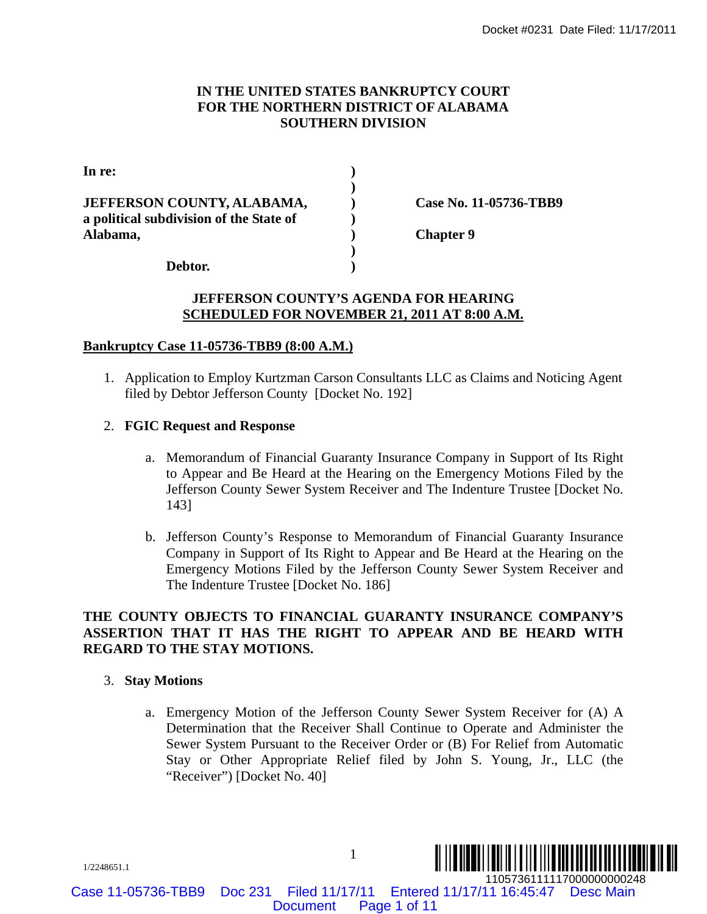IN THE UNITED STATES BANKRUPTCY COURT
FOR THE NORTHERN DISTRICT OF ALABAMA
SOUTHERN DIVISION

| | | |
|---|---|---|
| **In re:** | ) | |
| | ) | |
| **JEFFERSON COUNTY, ALABAMA,** | ) | **Case No. 11-05736-TBB9** |
| **a political subdivision of the State of** | ) | |
| **Alabama,** | ) | **Chapter 9** |
| | ) | |
| **Debtor.** | ) | |

## JEFFERSON COUNTY'S AGENDA FOR HEARING SCHEDULED FOR NOVEMBER 21, 2011 AT 8:00 A.M.

**Bankruptcy Case 11-05736-TBB9 (8:00 A.M.)**

1. Application to Employ Kurtzman Carson Consultants LLC as Claims and Noticing Agent filed by Debtor Jefferson County [Docket No. 192]

2. **FGIC Request and Response**

   a. Memorandum of Financial Guaranty Insurance Company in Support of Its Right to Appear and Be Heard at the Hearing on the Emergency Motions Filed by the Jefferson County Sewer System Receiver and The Indenture Trustee [Docket No. 143]

   b. Jefferson County's Response to Memorandum of Financial Guaranty Insurance Company in Support of Its Right to Appear and Be Heard at the Hearing on the Emergency Motions Filed by the Jefferson County Sewer System Receiver and The Indenture Trustee [Docket No. 186]

**THE COUNTY OBJECTS TO FINANCIAL GUARANTY INSURANCE COMPANY'S ASSERTION THAT IT HAS THE RIGHT TO APPEAR AND BE HEARD WITH REGARD TO THE STAY MOTIONS.**

3. **Stay Motions**

   a. Emergency Motion of the Jefferson County Sewer System Receiver for (A) A Determination that the Receiver Shall Continue to Operate and Administer the Sewer System Pursuant to the Receiver Order or (B) For Relief from Automatic Stay or Other Appropriate Relief filed by John S. Young, Jr., LLC (the "Receiver") [Docket No. 40]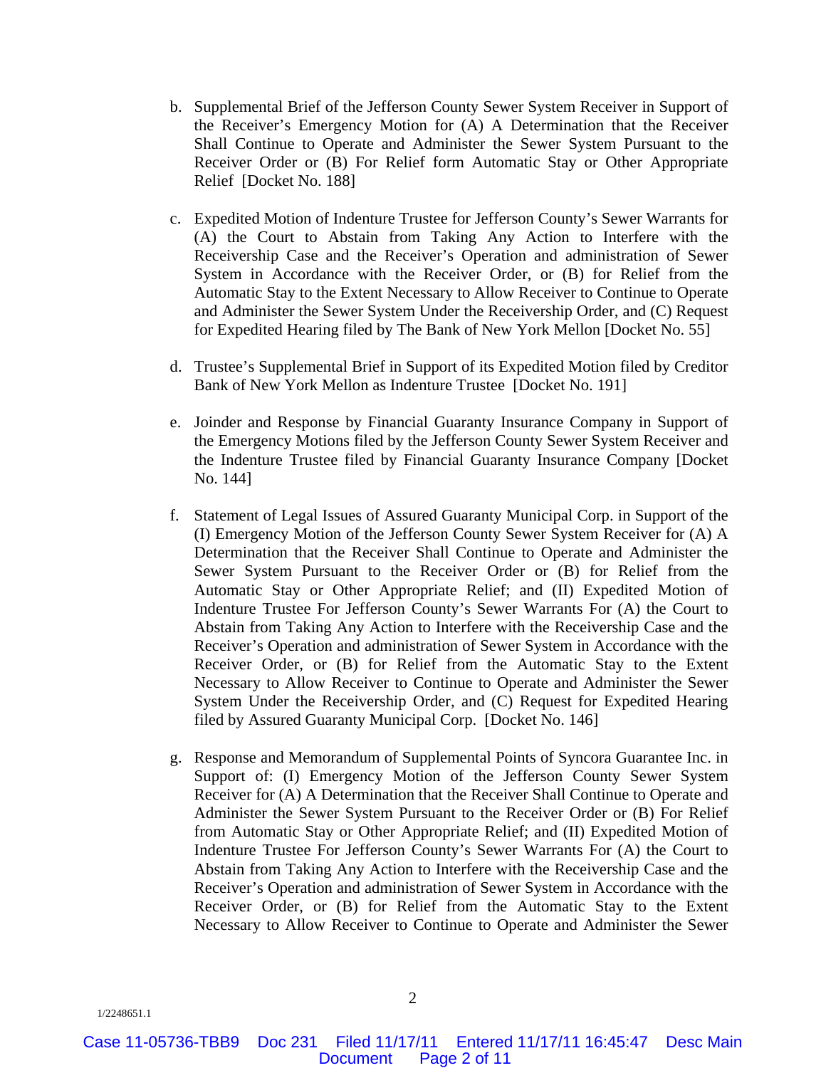b. Supplemental Brief of the Jefferson County Sewer System Receiver in Support of the Receiver's Emergency Motion for (A) A Determination that the Receiver Shall Continue to Operate and Administer the Sewer System Pursuant to the Receiver Order or (B) For Relief form Automatic Stay or Other Appropriate Relief [Docket No. 188]

c. Expedited Motion of Indenture Trustee for Jefferson County's Sewer Warrants for (A) the Court to Abstain from Taking Any Action to Interfere with the Receivership Case and the Receiver's Operation and administration of Sewer System in Accordance with the Receiver Order, or (B) for Relief from the Automatic Stay to the Extent Necessary to Allow Receiver to Continue to Operate and Administer the Sewer System Under the Receivership Order, and (C) Request for Expedited Hearing filed by The Bank of New York Mellon [Docket No. 55]

d. Trustee's Supplemental Brief in Support of its Expedited Motion filed by Creditor Bank of New York Mellon as Indenture Trustee [Docket No. 191]

e. Joinder and Response by Financial Guaranty Insurance Company in Support of the Emergency Motions filed by the Jefferson County Sewer System Receiver and the Indenture Trustee filed by Financial Guaranty Insurance Company [Docket No. 144]

f. Statement of Legal Issues of Assured Guaranty Municipal Corp. in Support of the (I) Emergency Motion of the Jefferson County Sewer System Receiver for (A) A Determination that the Receiver Shall Continue to Operate and Administer the Sewer System Pursuant to the Receiver Order or (B) for Relief from the Automatic Stay or Other Appropriate Relief; and (II) Expedited Motion of Indenture Trustee For Jefferson County's Sewer Warrants For (A) the Court to Abstain from Taking Any Action to Interfere with the Receivership Case and the Receiver's Operation and administration of Sewer System in Accordance with the Receiver Order, or (B) for Relief from the Automatic Stay to the Extent Necessary to Allow Receiver to Continue to Operate and Administer the Sewer System Under the Receivership Order, and (C) Request for Expedited Hearing filed by Assured Guaranty Municipal Corp. [Docket No. 146]

g. Response and Memorandum of Supplemental Points of Syncora Guarantee Inc. in Support of: (I) Emergency Motion of the Jefferson County Sewer System Receiver for (A) A Determination that the Receiver Shall Continue to Operate and Administer the Sewer System Pursuant to the Receiver Order or (B) For Relief from Automatic Stay or Other Appropriate Relief; and (II) Expedited Motion of Indenture Trustee For Jefferson County's Sewer Warrants For (A) the Court to Abstain from Taking Any Action to Interfere with the Receivership Case and the Receiver's Operation and administration of Sewer System in Accordance with the Receiver Order, or (B) for Relief from the Automatic Stay to the Extent Necessary to Allow Receiver to Continue to Operate and Administer the Sewer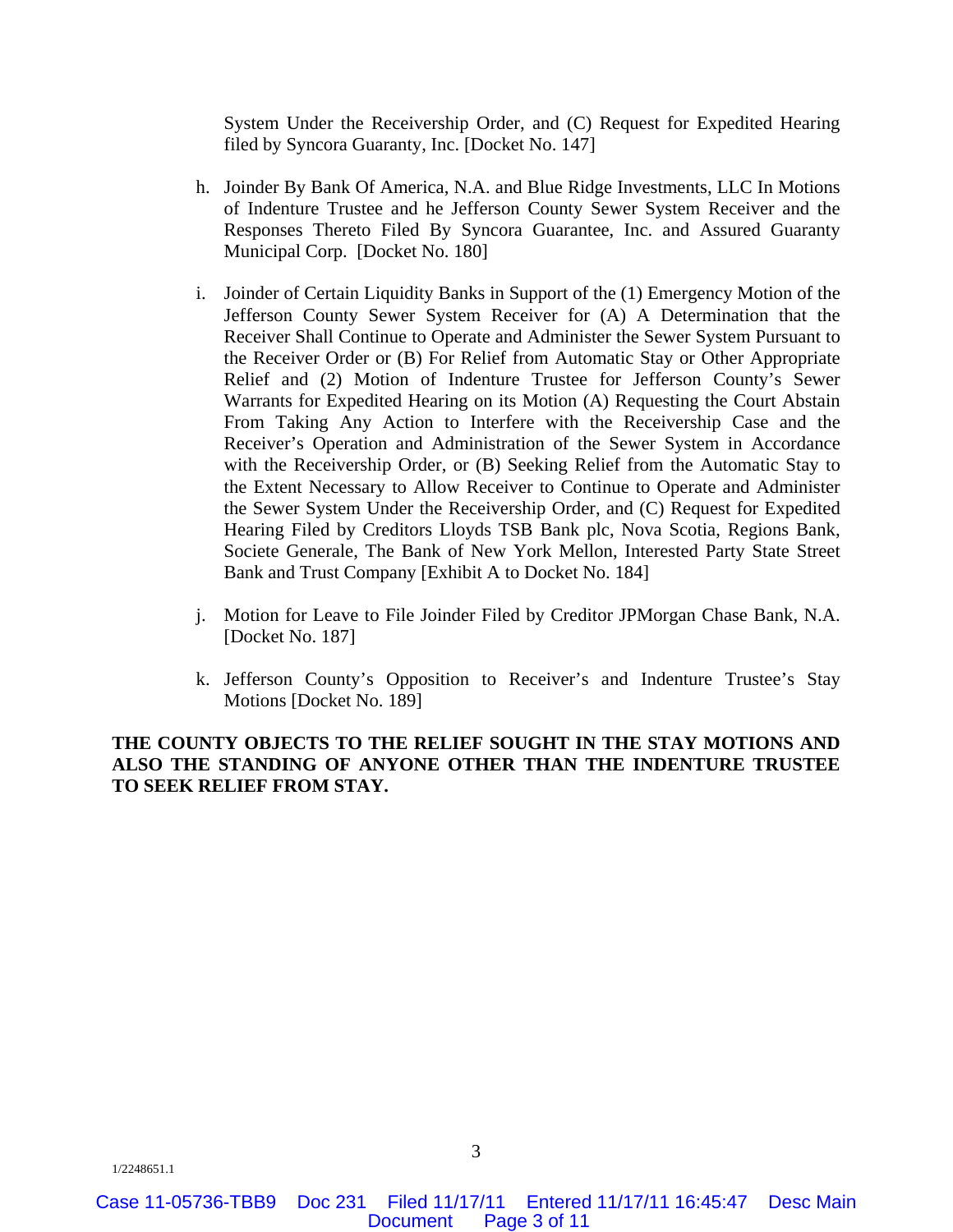System Under the Receivership Order, and (C) Request for Expedited Hearing filed by Syncora Guaranty, Inc. [Docket No. 147]

h. Joinder By Bank Of America, N.A. and Blue Ridge Investments, LLC In Motions of Indenture Trustee and he Jefferson County Sewer System Receiver and the Responses Thereto Filed By Syncora Guarantee, Inc. and Assured Guaranty Municipal Corp. [Docket No. 180]

i. Joinder of Certain Liquidity Banks in Support of the (1) Emergency Motion of the Jefferson County Sewer System Receiver for (A) A Determination that the Receiver Shall Continue to Operate and Administer the Sewer System Pursuant to the Receiver Order or (B) For Relief from Automatic Stay or Other Appropriate Relief and (2) Motion of Indenture Trustee for Jefferson County's Sewer Warrants for Expedited Hearing on its Motion (A) Requesting the Court Abstain From Taking Any Action to Interfere with the Receivership Case and the Receiver's Operation and Administration of the Sewer System in Accordance with the Receivership Order, or (B) Seeking Relief from the Automatic Stay to the Extent Necessary to Allow Receiver to Continue to Operate and Administer the Sewer System Under the Receivership Order, and (C) Request for Expedited Hearing Filed by Creditors Lloyds TSB Bank plc, Nova Scotia, Regions Bank, Societe Generale, The Bank of New York Mellon, Interested Party State Street Bank and Trust Company [Exhibit A to Docket No. 184]

j. Motion for Leave to File Joinder Filed by Creditor JPMorgan Chase Bank, N.A. [Docket No. 187]

k. Jefferson County's Opposition to Receiver's and Indenture Trustee's Stay Motions [Docket No. 189]

**THE COUNTY OBJECTS TO THE RELIEF SOUGHT IN THE STAY MOTIONS AND ALSO THE STANDING OF ANYONE OTHER THAN THE INDENTURE TRUSTEE TO SEEK RELIEF FROM STAY.**

1/2248651.1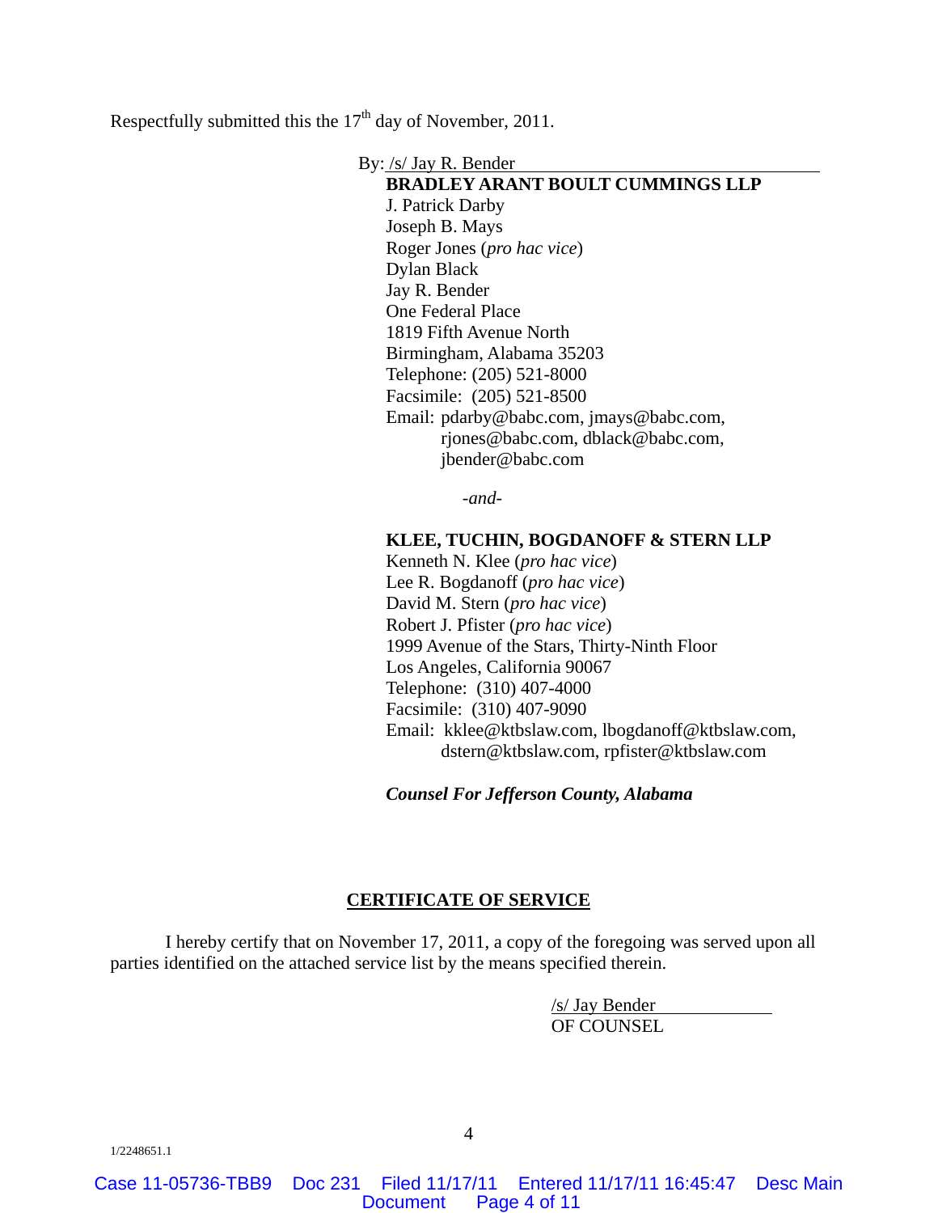Respectfully submitted this the 17th day of November, 2011.

By: /s/ Jay R. Bender

**BRADLEY ARANT BOULT CUMMINGS LLP**
J. Patrick Darby
Joseph B. Mays
Roger Jones (*pro hac vice*)
Dylan Black
Jay R. Bender
One Federal Place
1819 Fifth Avenue North
Birmingham, Alabama 35203
Telephone: (205) 521-8000
Facsimile: (205) 521-8500
Email: pdarby@babc.com, jmays@babc.com, rjones@babc.com, dblack@babc.com, jbender@babc.com

*-and-*

**KLEE, TUCHIN, BOGDANOFF & STERN LLP**
Kenneth N. Klee (*pro hac vice*)
Lee R. Bogdanoff (*pro hac vice*)
David M. Stern (*pro hac vice*)
Robert J. Pfister (*pro hac vice*)
1999 Avenue of the Stars, Thirty-Ninth Floor
Los Angeles, California 90067
Telephone: (310) 407-4000
Facsimile: (310) 407-9090
Email: kklee@ktbslaw.com, lbogdanoff@ktbslaw.com, dstern@ktbslaw.com, rpfister@ktbslaw.com

***Counsel For Jefferson County, Alabama***

## CERTIFICATE OF SERVICE

I hereby certify that on November 17, 2011, a copy of the foregoing was served upon all parties identified on the attached service list by the means specified therein.

/s/ Jay Bender
OF COUNSEL

1/2248651.1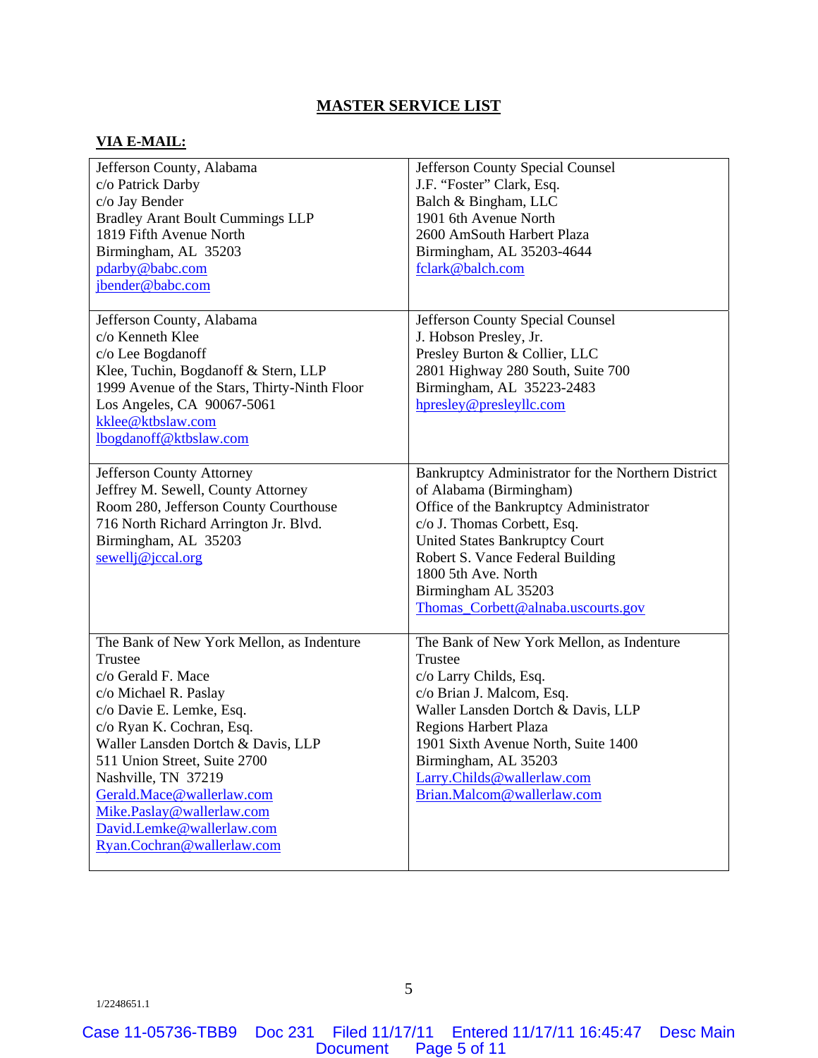## MASTER SERVICE LIST

**VIA E-MAIL:**

| | |
|---|---|
| Jefferson County, Alabama<br>c/o Patrick Darby<br>c/o Jay Bender<br>Bradley Arant Boult Cummings LLP<br>1819 Fifth Avenue North<br>Birmingham, AL 35203<br>pdarby@babc.com<br>jbender@babc.com | Jefferson County Special Counsel<br>J.F. "Foster" Clark, Esq.<br>Balch & Bingham, LLC<br>1901 6th Avenue North<br>2600 AmSouth Harbert Plaza<br>Birmingham, AL 35203-4644<br>fclark@balch.com |
| Jefferson County, Alabama<br>c/o Kenneth Klee<br>c/o Lee Bogdanoff<br>Klee, Tuchin, Bogdanoff & Stern, LLP<br>1999 Avenue of the Stars, Thirty-Ninth Floor<br>Los Angeles, CA 90067-5061<br>kklee@ktbslaw.com<br>lbogdanoff@ktbslaw.com | Jefferson County Special Counsel<br>J. Hobson Presley, Jr.<br>Presley Burton & Collier, LLC<br>2801 Highway 280 South, Suite 700<br>Birmingham, AL 35223-2483<br>hpresley@presleyllc.com |
| Jefferson County Attorney<br>Jeffrey M. Sewell, County Attorney<br>Room 280, Jefferson County Courthouse<br>716 North Richard Arrington Jr. Blvd.<br>Birmingham, AL 35203<br>sewellj@jccal.org | Bankruptcy Administrator for the Northern District of Alabama (Birmingham)<br>Office of the Bankruptcy Administrator<br>c/o J. Thomas Corbett, Esq.<br>United States Bankruptcy Court<br>Robert S. Vance Federal Building<br>1800 5th Ave. North<br>Birmingham AL 35203<br>Thomas_Corbett@alnaba.uscourts.gov |
| The Bank of New York Mellon, as Indenture Trustee<br>c/o Gerald F. Mace<br>c/o Michael R. Paslay<br>c/o Davie E. Lemke, Esq.<br>c/o Ryan K. Cochran, Esq.<br>Waller Lansden Dortch & Davis, LLP<br>511 Union Street, Suite 2700<br>Nashville, TN 37219<br>Gerald.Mace@wallerlaw.com<br>Mike.Paslay@wallerlaw.com<br>David.Lemke@wallerlaw.com<br>Ryan.Cochran@wallerlaw.com | The Bank of New York Mellon, as Indenture Trustee<br>c/o Larry Childs, Esq.<br>c/o Brian J. Malcom, Esq.<br>Waller Lansden Dortch & Davis, LLP<br>Regions Harbert Plaza<br>1901 Sixth Avenue North, Suite 1400<br>Birmingham, AL 35203<br>Larry.Childs@wallerlaw.com<br>Brian.Malcom@wallerlaw.com |

1/2248651.1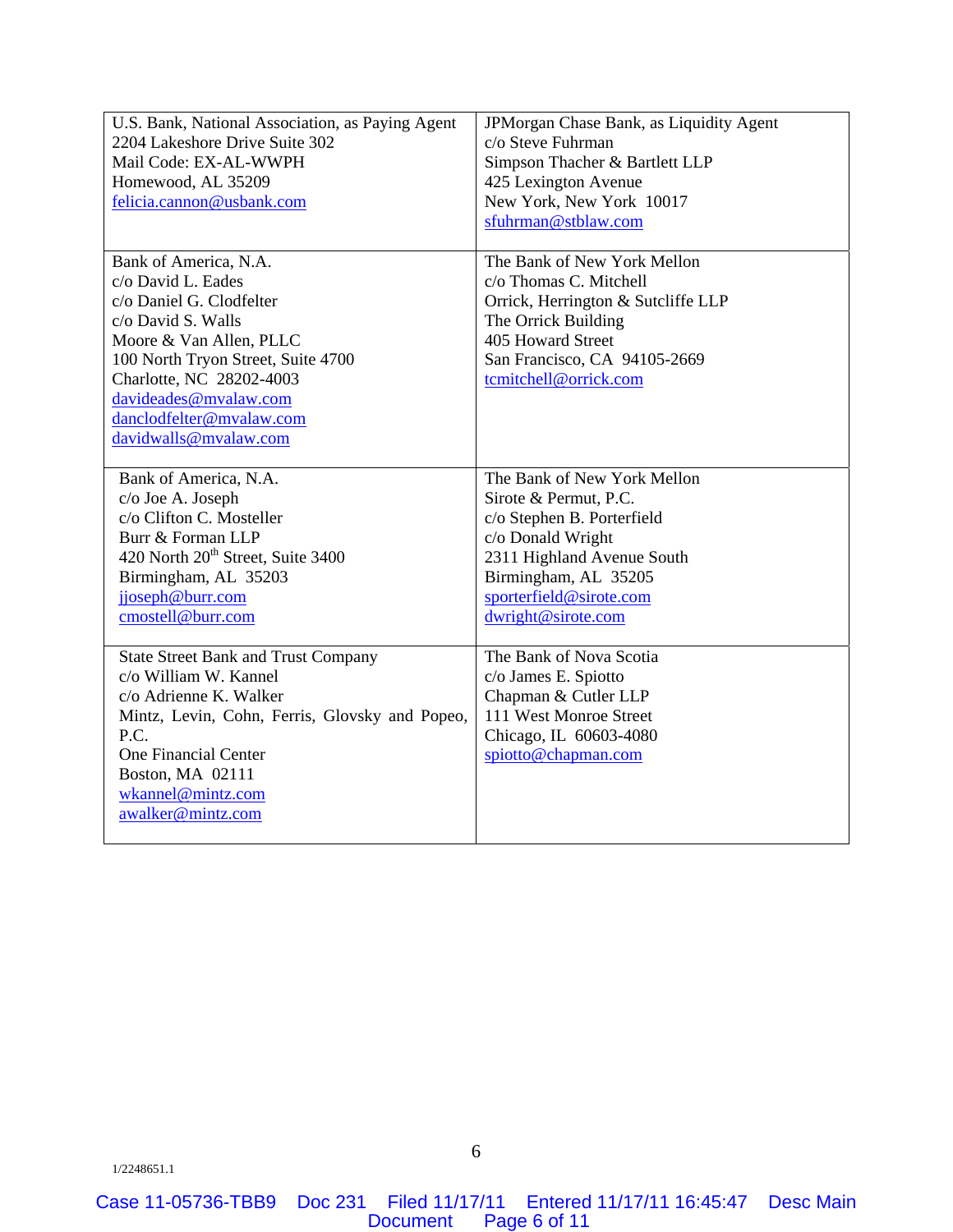| | |
|---|---|
| U.S. Bank, National Association, as Paying Agent<br>2204 Lakeshore Drive Suite 302<br>Mail Code: EX-AL-WWPH<br>Homewood, AL 35209<br>felicia.cannon@usbank.com | JPMorgan Chase Bank, as Liquidity Agent<br>c/o Steve Fuhrman<br>Simpson Thacher & Bartlett LLP<br>425 Lexington Avenue<br>New York, New York 10017<br>sfuhrman@stblaw.com |
| Bank of America, N.A.<br>c/o David L. Eades<br>c/o Daniel G. Clodfelter<br>c/o David S. Walls<br>Moore & Van Allen, PLLC<br>100 North Tryon Street, Suite 4700<br>Charlotte, NC 28202-4003<br>davideades@mvalaw.com<br>danclodfelter@mvalaw.com<br>davidwalls@mvalaw.com | The Bank of New York Mellon<br>c/o Thomas C. Mitchell<br>Orrick, Herrington & Sutcliffe LLP<br>The Orrick Building<br>405 Howard Street<br>San Francisco, CA 94105-2669<br>tcmitchell@orrick.com |
| Bank of America, N.A.<br>c/o Joe A. Joseph<br>c/o Clifton C. Mosteller<br>Burr & Forman LLP<br>420 North 20th Street, Suite 3400<br>Birmingham, AL 35203<br>jjoseph@burr.com<br>cmostell@burr.com | The Bank of New York Mellon<br>Sirote & Permut, P.C.<br>c/o Stephen B. Porterfield<br>c/o Donald Wright<br>2311 Highland Avenue South<br>Birmingham, AL 35205<br>sporterfield@sirote.com<br>dwright@sirote.com |
| State Street Bank and Trust Company<br>c/o William W. Kannel<br>c/o Adrienne K. Walker<br>Mintz, Levin, Cohn, Ferris, Glovsky and Popeo, P.C.<br>One Financial Center<br>Boston, MA 02111<br>wkannel@mintz.com<br>awalker@mintz.com | The Bank of Nova Scotia<br>c/o James E. Spiotto<br>Chapman & Cutler LLP<br>111 West Monroe Street<br>Chicago, IL 60603-4080<br>spiotto@chapman.com |

1/2248651.1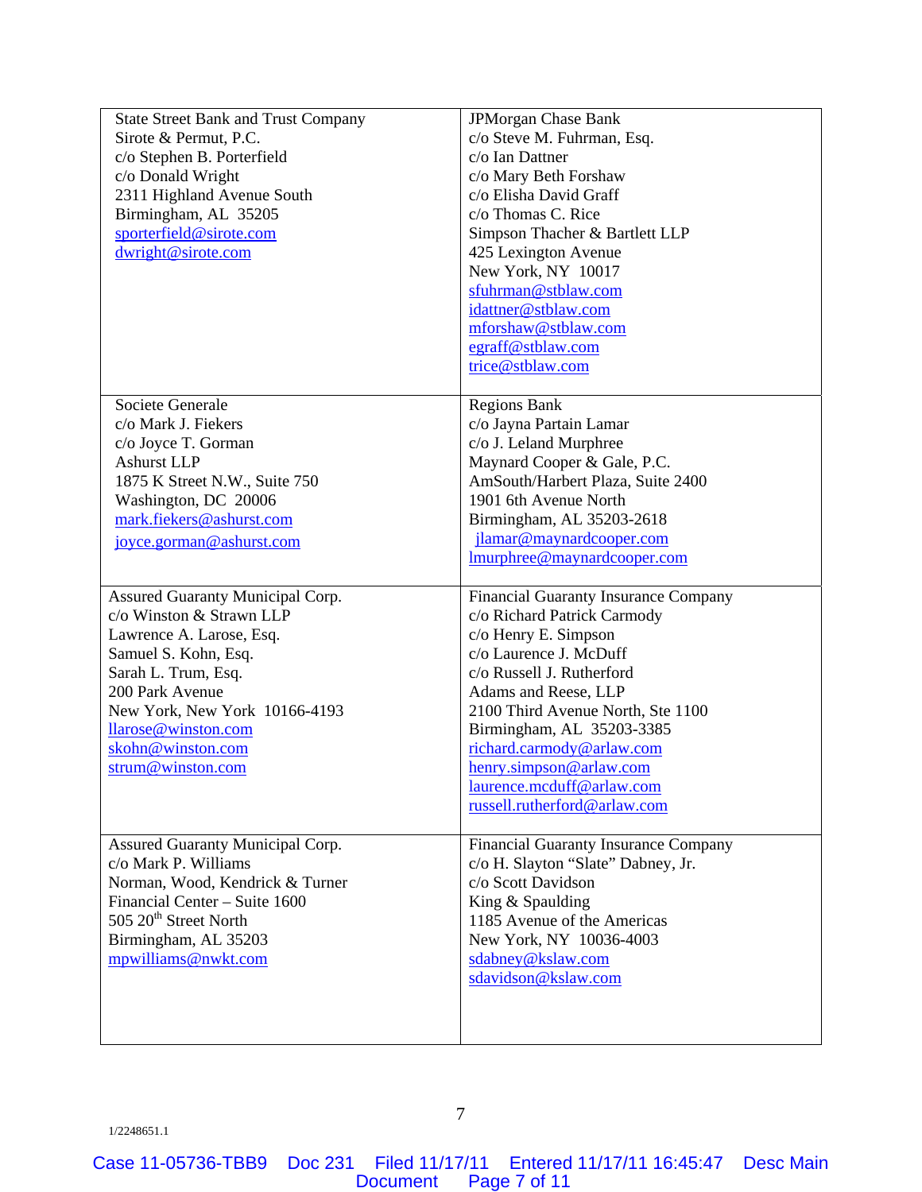| | |
|---|---|
| State Street Bank and Trust Company<br>Sirote & Permut, P.C.<br>c/o Stephen B. Porterfield<br>c/o Donald Wright<br>2311 Highland Avenue South<br>Birmingham, AL 35205<br>sporterfield@sirote.com<br>dwright@sirote.com | JPMorgan Chase Bank<br>c/o Steve M. Fuhrman, Esq.<br>c/o Ian Dattner<br>c/o Mary Beth Forshaw<br>c/o Elisha David Graff<br>c/o Thomas C. Rice<br>Simpson Thacher & Bartlett LLP<br>425 Lexington Avenue<br>New York, NY 10017<br>sfuhrman@stblaw.com<br>idattner@stblaw.com<br>mforshaw@stblaw.com<br>egraff@stblaw.com<br>trice@stblaw.com |
| Societe Generale<br>c/o Mark J. Fiekers<br>c/o Joyce T. Gorman<br>Ashurst LLP<br>1875 K Street N.W., Suite 750<br>Washington, DC 20006<br>mark.fiekers@ashurst.com<br>joyce.gorman@ashurst.com | Regions Bank<br>c/o Jayna Partain Lamar<br>c/o J. Leland Murphree<br>Maynard Cooper & Gale, P.C.<br>AmSouth/Harbert Plaza, Suite 2400<br>1901 6th Avenue North<br>Birmingham, AL 35203-2618<br>jlamar@maynardcooper.com<br>lmurphree@maynardcooper.com |
| Assured Guaranty Municipal Corp.<br>c/o Winston & Strawn LLP<br>Lawrence A. Larose, Esq.<br>Samuel S. Kohn, Esq.<br>Sarah L. Trum, Esq.<br>200 Park Avenue<br>New York, New York 10166-4193<br>llarose@winston.com<br>skohn@winston.com<br>strum@winston.com | Financial Guaranty Insurance Company<br>c/o Richard Patrick Carmody<br>c/o Henry E. Simpson<br>c/o Laurence J. McDuff<br>c/o Russell J. Rutherford<br>Adams and Reese, LLP<br>2100 Third Avenue North, Ste 1100<br>Birmingham, AL 35203-3385<br>richard.carmody@arlaw.com<br>henry.simpson@arlaw.com<br>laurence.mcduff@arlaw.com<br>russell.rutherford@arlaw.com |
| Assured Guaranty Municipal Corp.<br>c/o Mark P. Williams<br>Norman, Wood, Kendrick & Turner<br>Financial Center – Suite 1600<br>505 20th Street North<br>Birmingham, AL 35203<br>mpwilliams@nwkt.com | Financial Guaranty Insurance Company<br>c/o H. Slayton "Slate" Dabney, Jr.<br>c/o Scott Davidson<br>King & Spaulding<br>1185 Avenue of the Americas<br>New York, NY 10036-4003<br>sdabney@kslaw.com<br>sdavidson@kslaw.com |

1/2248651.1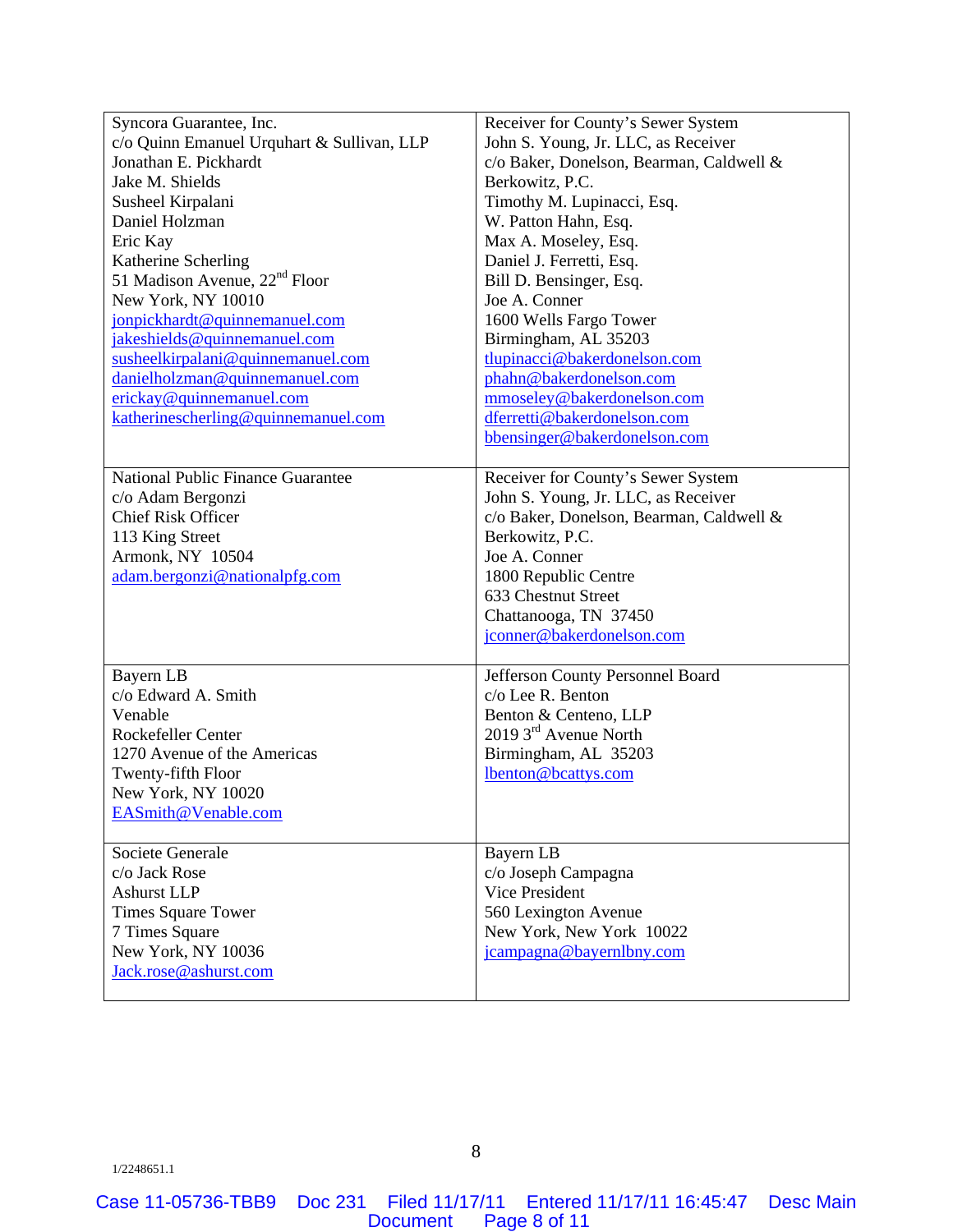| | |
|---|---|
| Syncora Guarantee, Inc.<br>c/o Quinn Emanuel Urquhart & Sullivan, LLP<br>Jonathan E. Pickhardt<br>Jake M. Shields<br>Susheel Kirpalani<br>Daniel Holzman<br>Eric Kay<br>Katherine Scherling<br>51 Madison Avenue, 22nd Floor<br>New York, NY 10010<br>jonpickhardt@quinnemanuel.com<br>jakeshields@quinnemanuel.com<br>susheelkirpalani@quinnemanuel.com<br>danielholzman@quinnemanuel.com<br>erickay@quinnemanuel.com<br>katherinescherling@quinnemanuel.com | Receiver for County's Sewer System<br>John S. Young, Jr. LLC, as Receiver<br>c/o Baker, Donelson, Bearman, Caldwell & Berkowitz, P.C.<br>Timothy M. Lupinacci, Esq.<br>W. Patton Hahn, Esq.<br>Max A. Moseley, Esq.<br>Daniel J. Ferretti, Esq.<br>Bill D. Bensinger, Esq.<br>Joe A. Conner<br>1600 Wells Fargo Tower<br>Birmingham, AL 35203<br>tlupinacci@bakerdonelson.com<br>phahn@bakerdonelson.com<br>mmoseley@bakerdonelson.com<br>dferretti@bakerdonelson.com<br>bbensinger@bakerdonelson.com |
| National Public Finance Guarantee<br>c/o Adam Bergonzi<br>Chief Risk Officer<br>113 King Street<br>Armonk, NY 10504<br>adam.bergonzi@nationalpfg.com | Receiver for County's Sewer System<br>John S. Young, Jr. LLC, as Receiver<br>c/o Baker, Donelson, Bearman, Caldwell & Berkowitz, P.C.<br>Joe A. Conner<br>1800 Republic Centre<br>633 Chestnut Street<br>Chattanooga, TN 37450<br>jconner@bakerdonelson.com |
| Bayern LB<br>c/o Edward A. Smith<br>Venable<br>Rockefeller Center<br>1270 Avenue of the Americas<br>Twenty-fifth Floor<br>New York, NY 10020<br>EASmith@Venable.com | Jefferson County Personnel Board<br>c/o Lee R. Benton<br>Benton & Centeno, LLP<br>2019 3rd Avenue North<br>Birmingham, AL 35203<br>lbenton@bcattys.com |
| Societe Generale<br>c/o Jack Rose<br>Ashurst LLP<br>Times Square Tower<br>7 Times Square<br>New York, NY 10036<br>Jack.rose@ashurst.com | Bayern LB<br>c/o Joseph Campagna<br>Vice President<br>560 Lexington Avenue<br>New York, New York 10022<br>jcampagna@bayernlbny.com |

1/2248651.1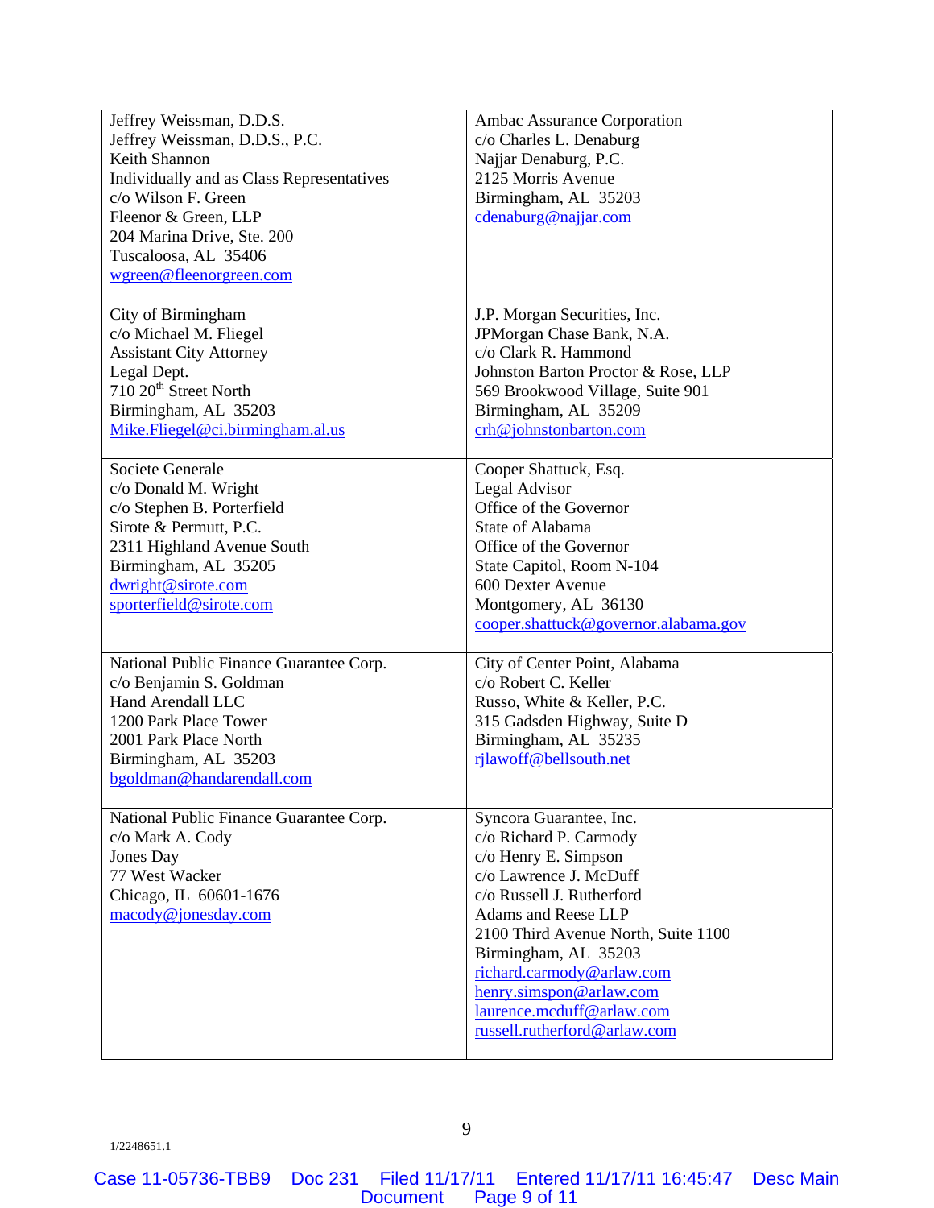| | |
|---|---|
| Jeffrey Weissman, D.D.S.<br>Jeffrey Weissman, D.D.S., P.C.<br>Keith Shannon<br>Individually and as Class Representatives<br>c/o Wilson F. Green<br>Fleenor & Green, LLP<br>204 Marina Drive, Ste. 200<br>Tuscaloosa, AL 35406<br>wgreen@fleenorgreen.com | Ambac Assurance Corporation<br>c/o Charles L. Denaburg<br>Najjar Denaburg, P.C.<br>2125 Morris Avenue<br>Birmingham, AL 35203<br>cdenaburg@najjar.com |
| City of Birmingham<br>c/o Michael M. Fliegel<br>Assistant City Attorney<br>Legal Dept.<br>710 20th Street North<br>Birmingham, AL 35203<br>Mike.Fliegel@ci.birmingham.al.us | J.P. Morgan Securities, Inc.<br>JPMorgan Chase Bank, N.A.<br>c/o Clark R. Hammond<br>Johnston Barton Proctor & Rose, LLP<br>569 Brookwood Village, Suite 901<br>Birmingham, AL 35209<br>crh@johnstonbarton.com |
| Societe Generale<br>c/o Donald M. Wright<br>c/o Stephen B. Porterfield<br>Sirote & Permutt, P.C.<br>2311 Highland Avenue South<br>Birmingham, AL 35205<br>dwright@sirote.com<br>sporterfield@sirote.com | Cooper Shattuck, Esq.<br>Legal Advisor<br>Office of the Governor<br>State of Alabama<br>Office of the Governor<br>State Capitol, Room N-104<br>600 Dexter Avenue<br>Montgomery, AL 36130<br>cooper.shattuck@governor.alabama.gov |
| National Public Finance Guarantee Corp.<br>c/o Benjamin S. Goldman<br>Hand Arendall LLC<br>1200 Park Place Tower<br>2001 Park Place North<br>Birmingham, AL 35203<br>bgoldman@handarendall.com | City of Center Point, Alabama<br>c/o Robert C. Keller<br>Russo, White & Keller, P.C.<br>315 Gadsden Highway, Suite D<br>Birmingham, AL 35235<br>rjlawoff@bellsouth.net |
| National Public Finance Guarantee Corp.<br>c/o Mark A. Cody<br>Jones Day<br>77 West Wacker<br>Chicago, IL 60601-1676<br>macody@jonesday.com | Syncora Guarantee, Inc.<br>c/o Richard P. Carmody<br>c/o Henry E. Simpson<br>c/o Lawrence J. McDuff<br>c/o Russell J. Rutherford<br>Adams and Reese LLP<br>2100 Third Avenue North, Suite 1100<br>Birmingham, AL 35203<br>richard.carmody@arlaw.com<br>henry.simspon@arlaw.com<br>laurence.mcduff@arlaw.com<br>russell.rutherford@arlaw.com |

1/2248651.1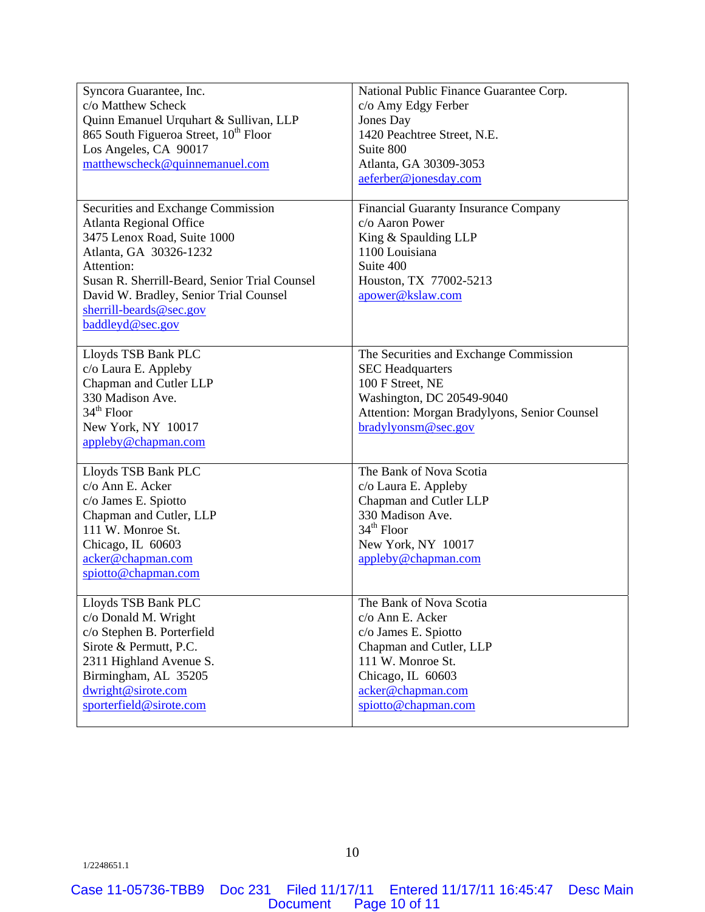| | |
|---|---|
| Syncora Guarantee, Inc.<br>c/o Matthew Scheck<br>Quinn Emanuel Urquhart & Sullivan, LLP<br>865 South Figueroa Street, 10th Floor<br>Los Angeles, CA 90017<br>matthewscheck@quinnemanuel.com | National Public Finance Guarantee Corp.<br>c/o Amy Edgy Ferber<br>Jones Day<br>1420 Peachtree Street, N.E.<br>Suite 800<br>Atlanta, GA 30309-3053<br>aeferber@jonesday.com |
| Securities and Exchange Commission<br>Atlanta Regional Office<br>3475 Lenox Road, Suite 1000<br>Atlanta, GA 30326-1232<br>Attention:<br>Susan R. Sherrill-Beard, Senior Trial Counsel<br>David W. Bradley, Senior Trial Counsel<br>sherrill-beards@sec.gov<br>baddleyd@sec.gov | Financial Guaranty Insurance Company<br>c/o Aaron Power<br>King & Spaulding LLP<br>1100 Louisiana<br>Suite 400<br>Houston, TX 77002-5213<br>apower@kslaw.com |
| Lloyds TSB Bank PLC<br>c/o Laura E. Appleby<br>Chapman and Cutler LLP<br>330 Madison Ave.<br>34th Floor<br>New York, NY 10017<br>appleby@chapman.com | The Securities and Exchange Commission<br>SEC Headquarters<br>100 F Street, NE<br>Washington, DC 20549-9040<br>Attention: Morgan Bradylyons, Senior Counsel<br>bradylyonsm@sec.gov |
| Lloyds TSB Bank PLC<br>c/o Ann E. Acker<br>c/o James E. Spiotto<br>Chapman and Cutler, LLP<br>111 W. Monroe St.<br>Chicago, IL 60603<br>acker@chapman.com<br>spiotto@chapman.com | The Bank of Nova Scotia<br>c/o Laura E. Appleby<br>Chapman and Cutler LLP<br>330 Madison Ave.<br>34th Floor<br>New York, NY 10017<br>appleby@chapman.com |
| Lloyds TSB Bank PLC<br>c/o Donald M. Wright<br>c/o Stephen B. Porterfield<br>Sirote & Permutt, P.C.<br>2311 Highland Avenue S.<br>Birmingham, AL 35205<br>dwright@sirote.com<br>sporterfield@sirote.com | The Bank of Nova Scotia<br>c/o Ann E. Acker<br>c/o James E. Spiotto<br>Chapman and Cutler, LLP<br>111 W. Monroe St.<br>Chicago, IL 60603<br>acker@chapman.com<br>spiotto@chapman.com |

1/2248651.1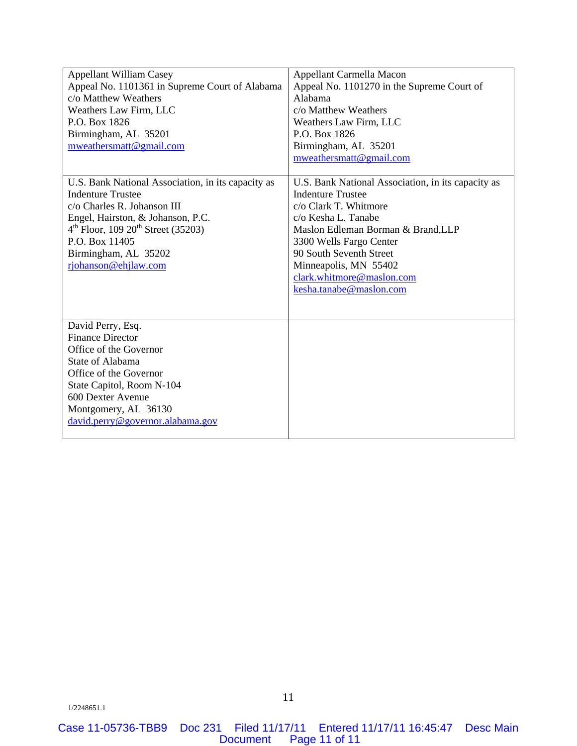| | |
|---|---|
| Appellant William Casey<br>Appeal No. 1101361 in Supreme Court of Alabama<br>c/o Matthew Weathers<br>Weathers Law Firm, LLC<br>P.O. Box 1826<br>Birmingham, AL 35201<br>mweathersmatt@gmail.com | Appellant Carmella Macon<br>Appeal No. 1101270 in the Supreme Court of Alabama<br>c/o Matthew Weathers<br>Weathers Law Firm, LLC<br>P.O. Box 1826<br>Birmingham, AL 35201<br>mweathersmatt@gmail.com |
| U.S. Bank National Association, in its capacity as Indenture Trustee<br>c/o Charles R. Johanson III<br>Engel, Hairston, & Johanson, P.C.<br>4th Floor, 109 20th Street (35203)<br>P.O. Box 11405<br>Birmingham, AL 35202<br>rjohanson@ehjlaw.com | U.S. Bank National Association, in its capacity as Indenture Trustee<br>c/o Clark T. Whitmore<br>c/o Kesha L. Tanabe<br>Maslon Edleman Borman & Brand,LLP<br>3300 Wells Fargo Center<br>90 South Seventh Street<br>Minneapolis, MN 55402<br>clark.whitmore@maslon.com<br>kesha.tanabe@maslon.com |
| David Perry, Esq.<br>Finance Director<br>Office of the Governor<br>State of Alabama<br>Office of the Governor<br>State Capitol, Room N-104<br>600 Dexter Avenue<br>Montgomery, AL 36130<br>david.perry@governor.alabama.gov | |

1/2248651.1